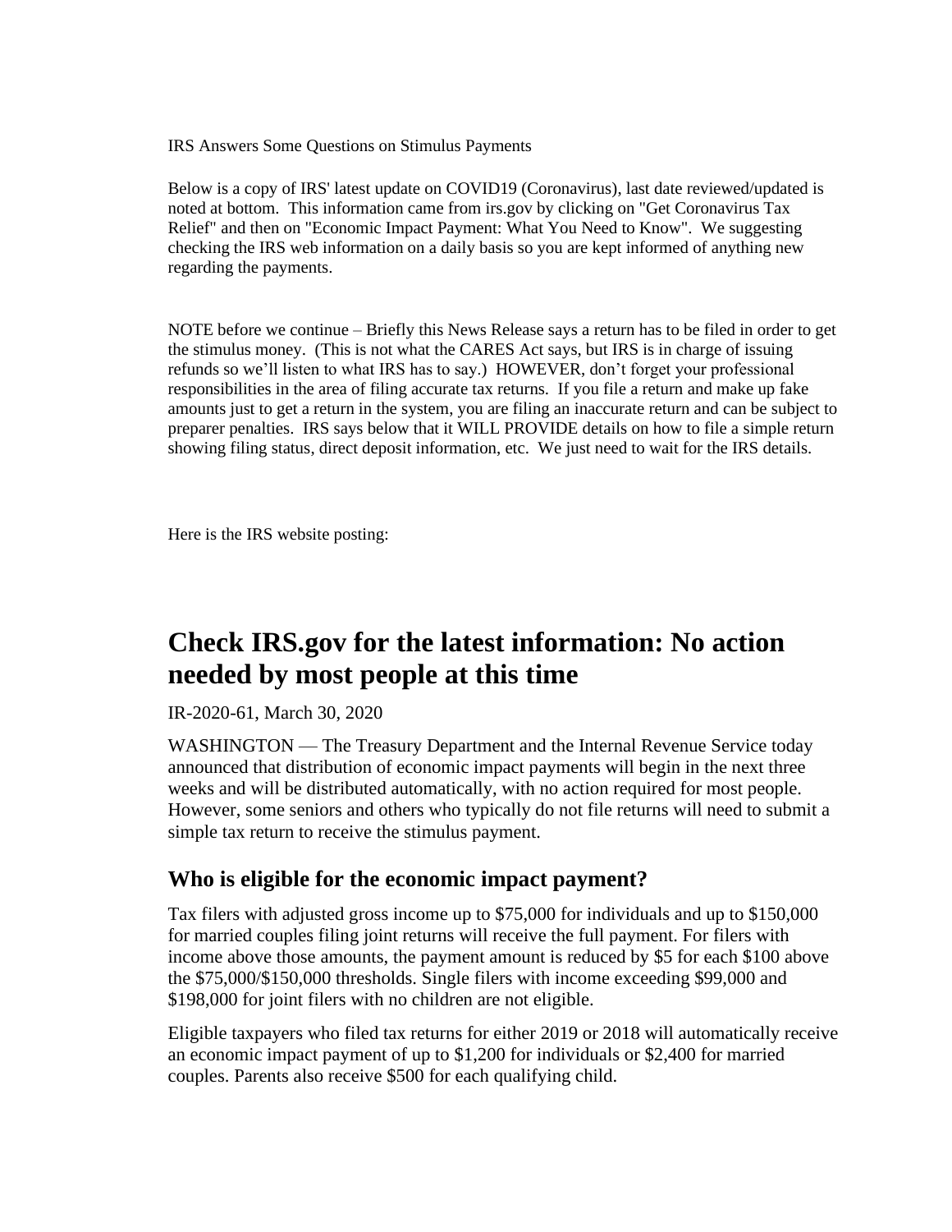IRS Answers Some Questions on Stimulus Payments

Below is a copy of IRS' latest update on COVID19 (Coronavirus), last date reviewed/updated is noted at bottom. This information came from irs.gov by clicking on "Get Coronavirus Tax Relief" and then on "Economic Impact Payment: What You Need to Know". We suggesting checking the IRS web information on a daily basis so you are kept informed of anything new regarding the payments.

NOTE before we continue – Briefly this News Release says a return has to be filed in order to get the stimulus money. (This is not what the CARES Act says, but IRS is in charge of issuing refunds so we'll listen to what IRS has to say.) HOWEVER, don't forget your professional responsibilities in the area of filing accurate tax returns. If you file a return and make up fake amounts just to get a return in the system, you are filing an inaccurate return and can be subject to preparer penalties. IRS says below that it WILL PROVIDE details on how to file a simple return showing filing status, direct deposit information, etc. We just need to wait for the IRS details.

Here is the IRS website posting:

# Check IRS.gov for the latest information: No action needed by most people at this time

IR-2020-61, March 30, 2020

WASHINGTON — The Treasury Department and the Internal Revenue Service today announced that distribution of economic impact payments will begin in the next three weeks and will be distributed automatically, with no action required for most people. However, some seniors and others who typically do not file returns will need to submit a simple tax return to receive the stimulus payment.

## Who is eligible for the economic impact payment?

Tax filers with adjusted gross income up to $75,000 for individuals and up to $150,000 for married couples filing joint returns will receive the full payment. For filers with income above those amounts, the payment amount is reduced by $5 for each $100 above the $75,000/$150,000 thresholds. Single filers with income exceeding $99,000 and $198,000 for joint filers with no children are not eligible.

Eligible taxpayers who filed tax returns for either 2019 or 2018 will automatically receive an economic impact payment of up to $1,200 for individuals or $2,400 for married couples. Parents also receive $500 for each qualifying child.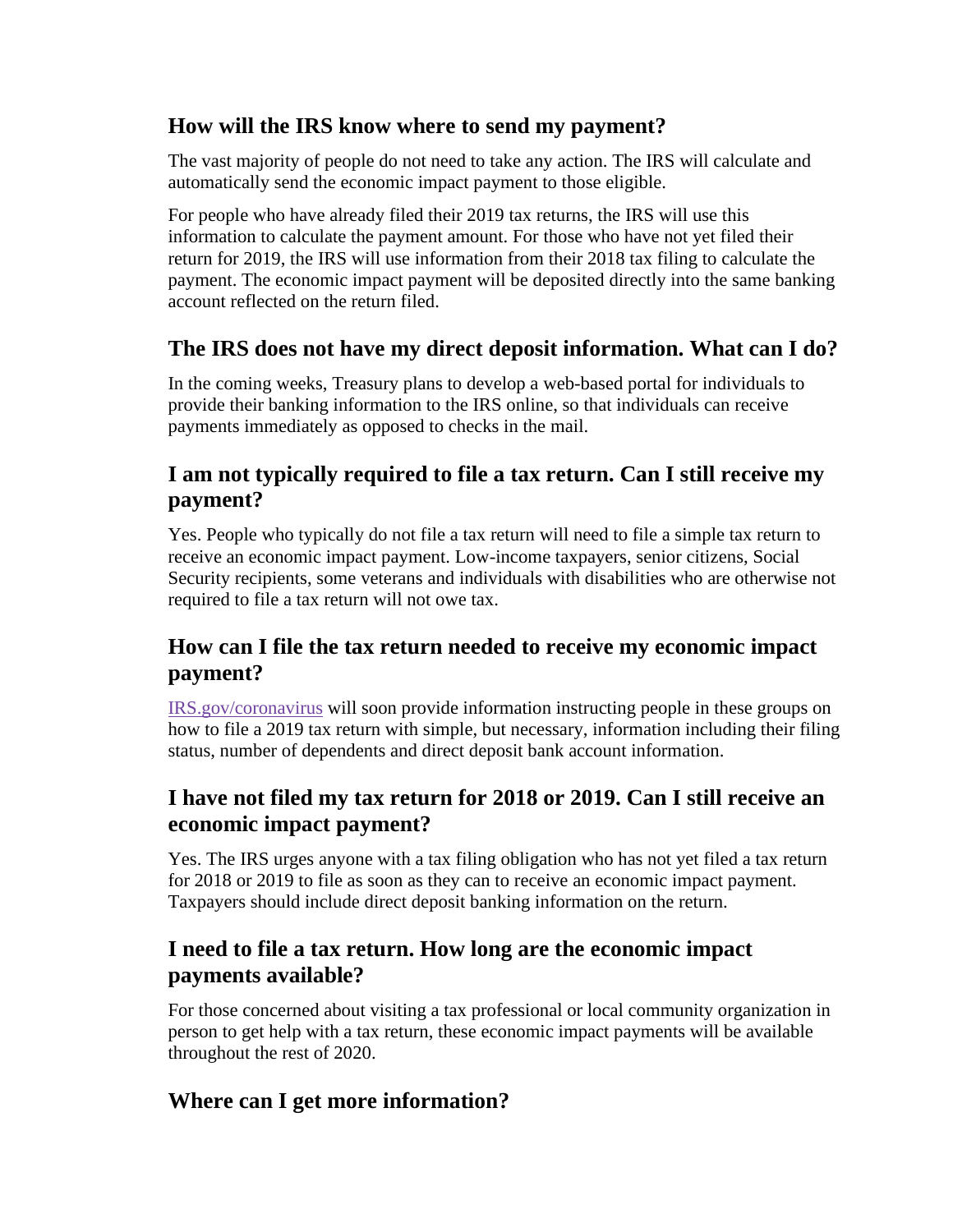## How will the IRS know where to send my payment?

The vast majority of people do not need to take any action. The IRS will calculate and automatically send the economic impact payment to those eligible.

For people who have already filed their 2019 tax returns, the IRS will use this information to calculate the payment amount. For those who have not yet filed their return for 2019, the IRS will use information from their 2018 tax filing to calculate the payment. The economic impact payment will be deposited directly into the same banking account reflected on the return filed.

## The IRS does not have my direct deposit information. What can I do?

In the coming weeks, Treasury plans to develop a web-based portal for individuals to provide their banking information to the IRS online, so that individuals can receive payments immediately as opposed to checks in the mail.

## I am not typically required to file a tax return. Can I still receive my payment?

Yes. People who typically do not file a tax return will need to file a simple tax return to receive an economic impact payment. Low-income taxpayers, senior citizens, Social Security recipients, some veterans and individuals with disabilities who are otherwise not required to file a tax return will not owe tax.

## How can I file the tax return needed to receive my economic impact payment?

[IRS.gov/coronavirus](IRS.gov/coronavirus) will soon provide information instructing people in these groups on how to file a 2019 tax return with simple, but necessary, information including their filing status, number of dependents and direct deposit bank account information.

## I have not filed my tax return for 2018 or 2019. Can I still receive an economic impact payment?

Yes. The IRS urges anyone with a tax filing obligation who has not yet filed a tax return for 2018 or 2019 to file as soon as they can to receive an economic impact payment. Taxpayers should include direct deposit banking information on the return.

## I need to file a tax return. How long are the economic impact payments available?

For those concerned about visiting a tax professional or local community organization in person to get help with a tax return, these economic impact payments will be available throughout the rest of 2020.

## Where can I get more information?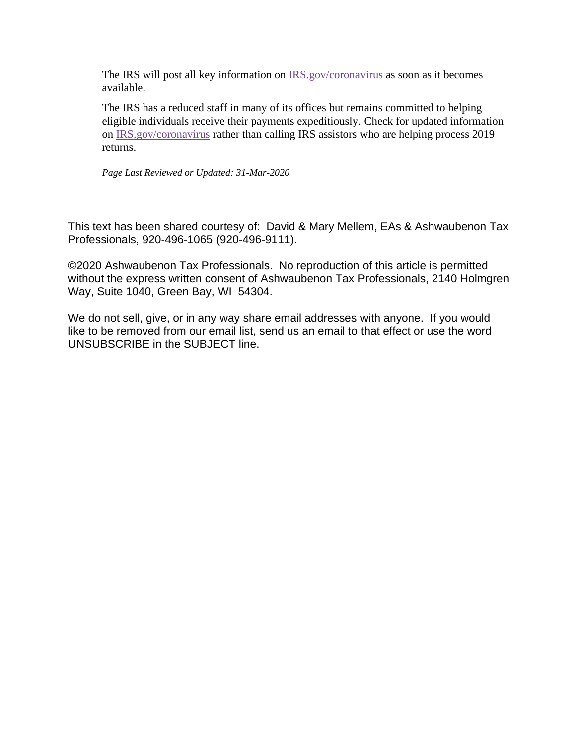The IRS will post all key information on [IRS.gov/coronavirus](https://www.irs.gov/coronavirus) as soon as it becomes available.

The IRS has a reduced staff in many of its offices but remains committed to helping eligible individuals receive their payments expeditiously. Check for updated information on [IRS.gov/coronavirus](https://www.irs.gov/coronavirus) rather than calling IRS assistors who are helping process 2019 returns.

*Page Last Reviewed or Updated: 31-Mar-2020*

This text has been shared courtesy of: David & Mary Mellem, EAs & Ashwaubenon Tax Professionals, 920-496-1065 (920-496-9111).

©2020 Ashwaubenon Tax Professionals. No reproduction of this article is permitted without the express written consent of Ashwaubenon Tax Professionals, 2140 Holmgren Way, Suite 1040, Green Bay, WI 54304.

We do not sell, give, or in any way share email addresses with anyone. If you would like to be removed from our email list, send us an email to that effect or use the word UNSUBSCRIBE in the SUBJECT line.